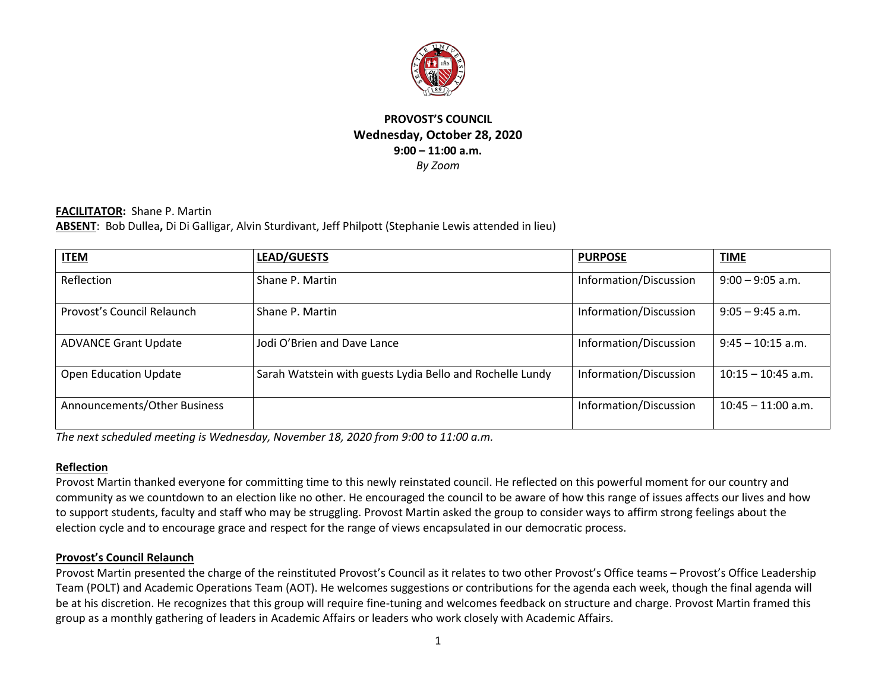# PROVOST'S COUNCIL

**Wednesday, October 28, 2020**
**9:00 – 11:00 a.m.**
*By Zoom*

**FACILITATOR:** Shane P. Martin
**ABSENT**: Bob Dullea**,** Di Di Galligar, Alvin Sturdivant, Jeff Philpott (Stephanie Lewis attended in lieu)

| ITEM | LEAD/GUESTS | PURPOSE | TIME |
|---|---|---|---|
| Reflection | Shane P. Martin | Information/Discussion | 9:00 – 9:05 a.m. |
| Provost's Council Relaunch | Shane P. Martin | Information/Discussion | 9:05 – 9:45 a.m. |
| ADVANCE Grant Update | Jodi O'Brien and Dave Lance | Information/Discussion | 9:45 – 10:15 a.m. |
| Open Education Update | Sarah Watstein with guests Lydia Bello and Rochelle Lundy | Information/Discussion | 10:15 – 10:45 a.m. |
| Announcements/Other Business | | Information/Discussion | 10:45 – 11:00 a.m. |

*The next scheduled meeting is Wednesday, November 18, 2020 from 9:00 to 11:00 a.m.*

## Reflection

Provost Martin thanked everyone for committing time to this newly reinstated council. He reflected on this powerful moment for our country and community as we countdown to an election like no other. He encouraged the council to be aware of how this range of issues affects our lives and how to support students, faculty and staff who may be struggling. Provost Martin asked the group to consider ways to affirm strong feelings about the election cycle and to encourage grace and respect for the range of views encapsulated in our democratic process.

## Provost's Council Relaunch

Provost Martin presented the charge of the reinstituted Provost's Council as it relates to two other Provost's Office teams – Provost's Office Leadership Team (POLT) and Academic Operations Team (AOT). He welcomes suggestions or contributions for the agenda each week, though the final agenda will be at his discretion. He recognizes that this group will require fine-tuning and welcomes feedback on structure and charge. Provost Martin framed this group as a monthly gathering of leaders in Academic Affairs or leaders who work closely with Academic Affairs.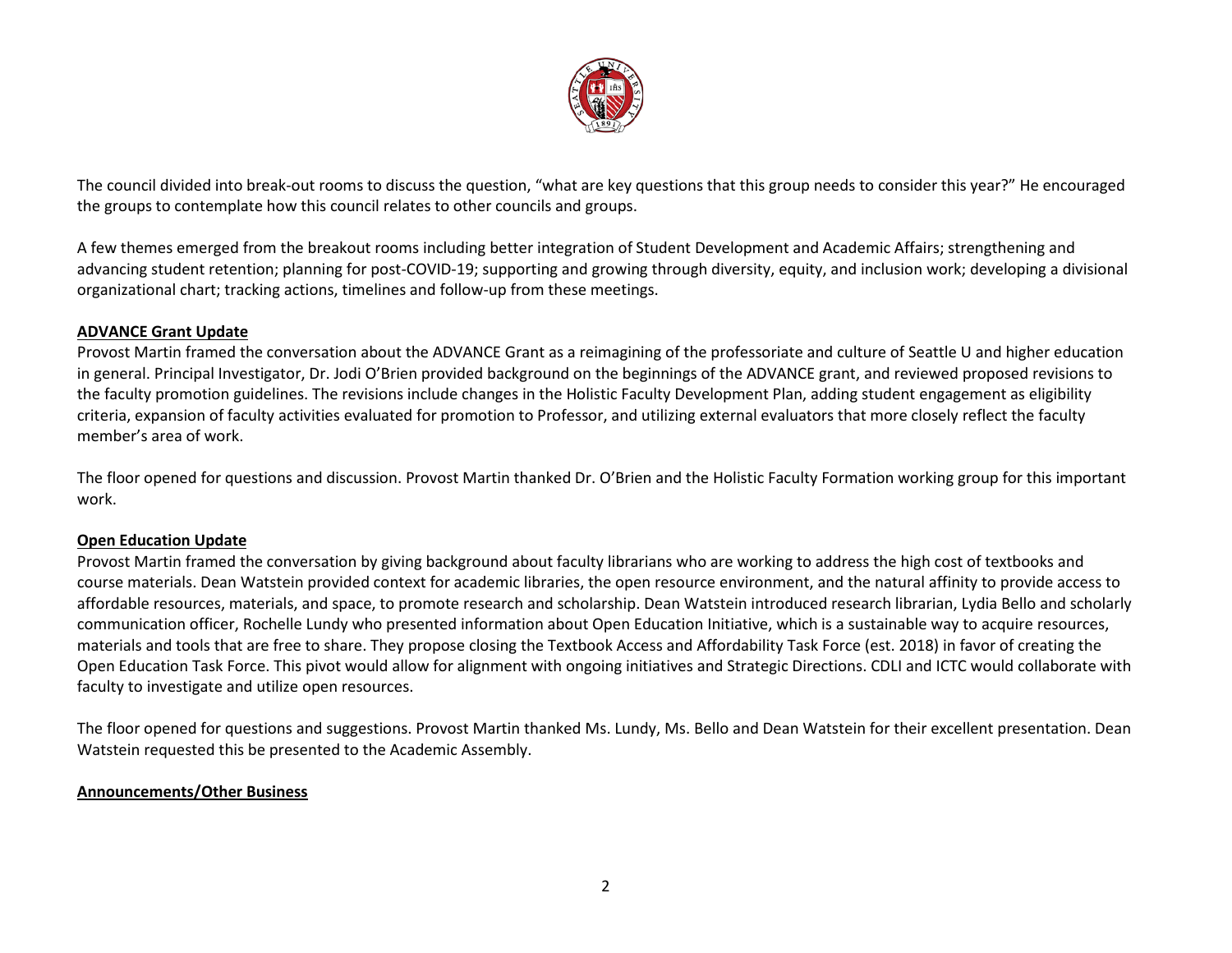The council divided into break-out rooms to discuss the question, "what are key questions that this group needs to consider this year?" He encouraged the groups to contemplate how this council relates to other councils and groups.

A few themes emerged from the breakout rooms including better integration of Student Development and Academic Affairs; strengthening and advancing student retention; planning for post-COVID-19; supporting and growing through diversity, equity, and inclusion work; developing a divisional organizational chart; tracking actions, timelines and follow-up from these meetings.

**ADVANCE Grant Update**

Provost Martin framed the conversation about the ADVANCE Grant as a reimagining of the professoriate and culture of Seattle U and higher education in general. Principal Investigator, Dr. Jodi O'Brien provided background on the beginnings of the ADVANCE grant, and reviewed proposed revisions to the faculty promotion guidelines. The revisions include changes in the Holistic Faculty Development Plan, adding student engagement as eligibility criteria, expansion of faculty activities evaluated for promotion to Professor, and utilizing external evaluators that more closely reflect the faculty member's area of work.

The floor opened for questions and discussion. Provost Martin thanked Dr. O'Brien and the Holistic Faculty Formation working group for this important work.

**Open Education Update**

Provost Martin framed the conversation by giving background about faculty librarians who are working to address the high cost of textbooks and course materials. Dean Watstein provided context for academic libraries, the open resource environment, and the natural affinity to provide access to affordable resources, materials, and space, to promote research and scholarship. Dean Watstein introduced research librarian, Lydia Bello and scholarly communication officer, Rochelle Lundy who presented information about Open Education Initiative, which is a sustainable way to acquire resources, materials and tools that are free to share. They propose closing the Textbook Access and Affordability Task Force (est. 2018) in favor of creating the Open Education Task Force. This pivot would allow for alignment with ongoing initiatives and Strategic Directions. CDLI and ICTC would collaborate with faculty to investigate and utilize open resources.

The floor opened for questions and suggestions. Provost Martin thanked Ms. Lundy, Ms. Bello and Dean Watstein for their excellent presentation. Dean Watstein requested this be presented to the Academic Assembly.

**Announcements/Other Business**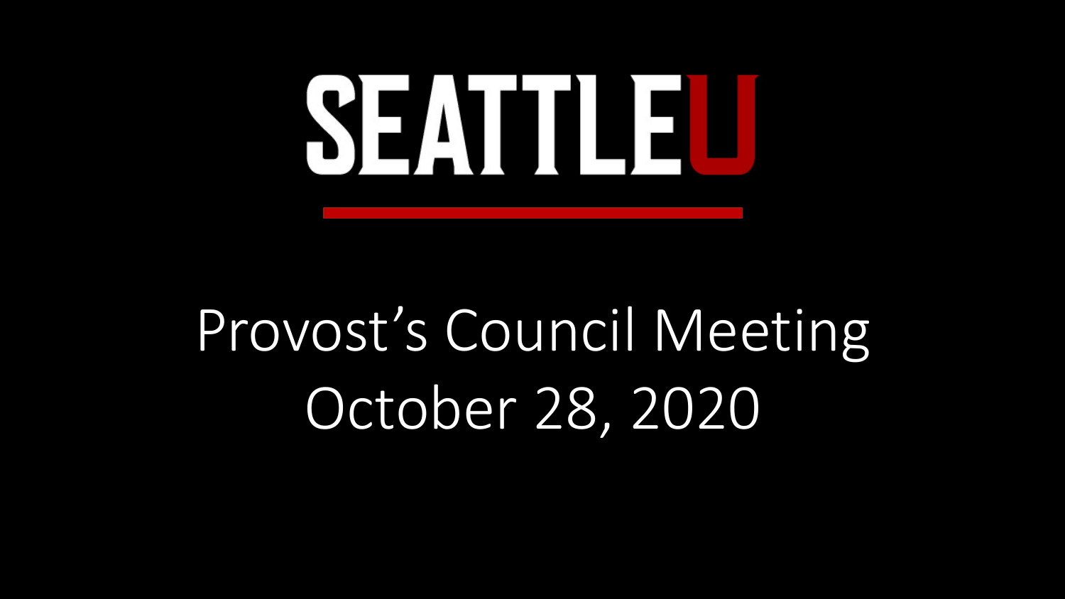# SEATTLEU

Provost's Council Meeting
October 28, 2020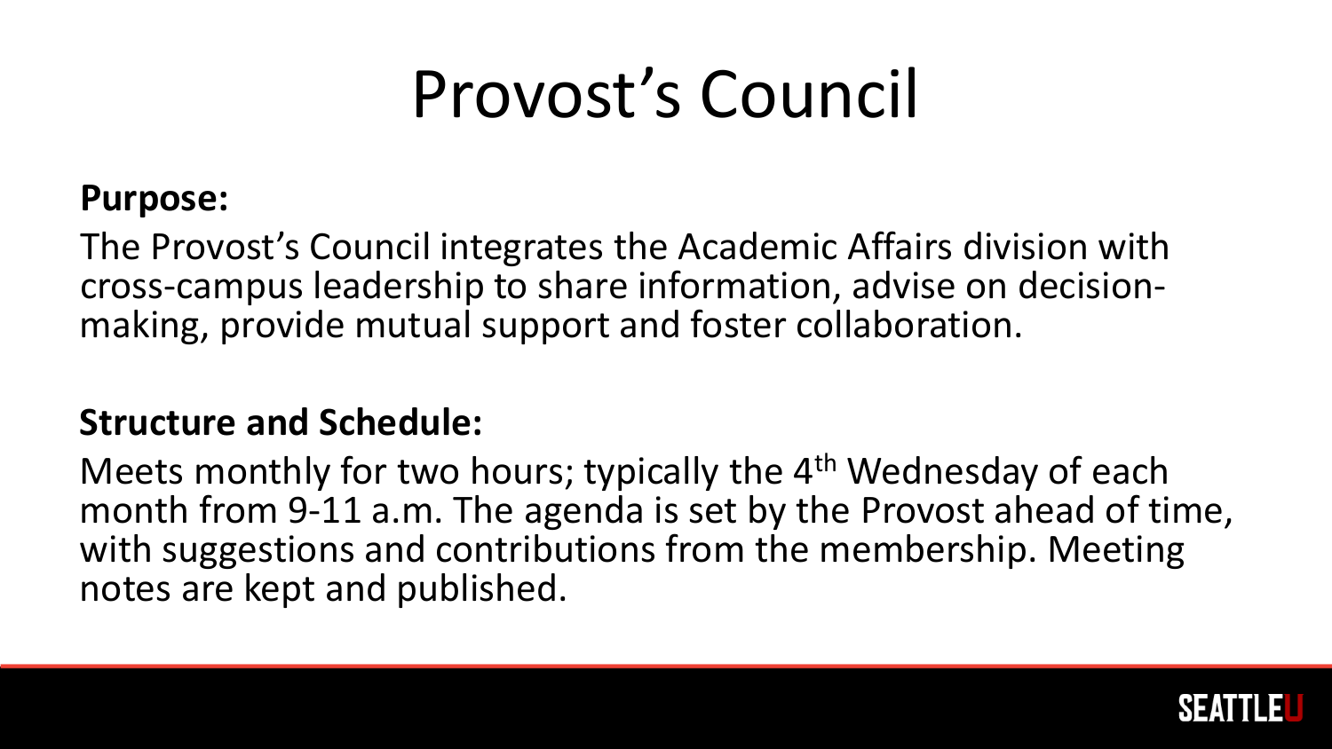# Provost's Council

**Purpose:**

The Provost's Council integrates the Academic Affairs division with cross-campus leadership to share information, advise on decision-making, provide mutual support and foster collaboration.

**Structure and Schedule:**

Meets monthly for two hours; typically the 4th Wednesday of each month from 9-11 a.m. The agenda is set by the Provost ahead of time, with suggestions and contributions from the membership. Meeting notes are kept and published.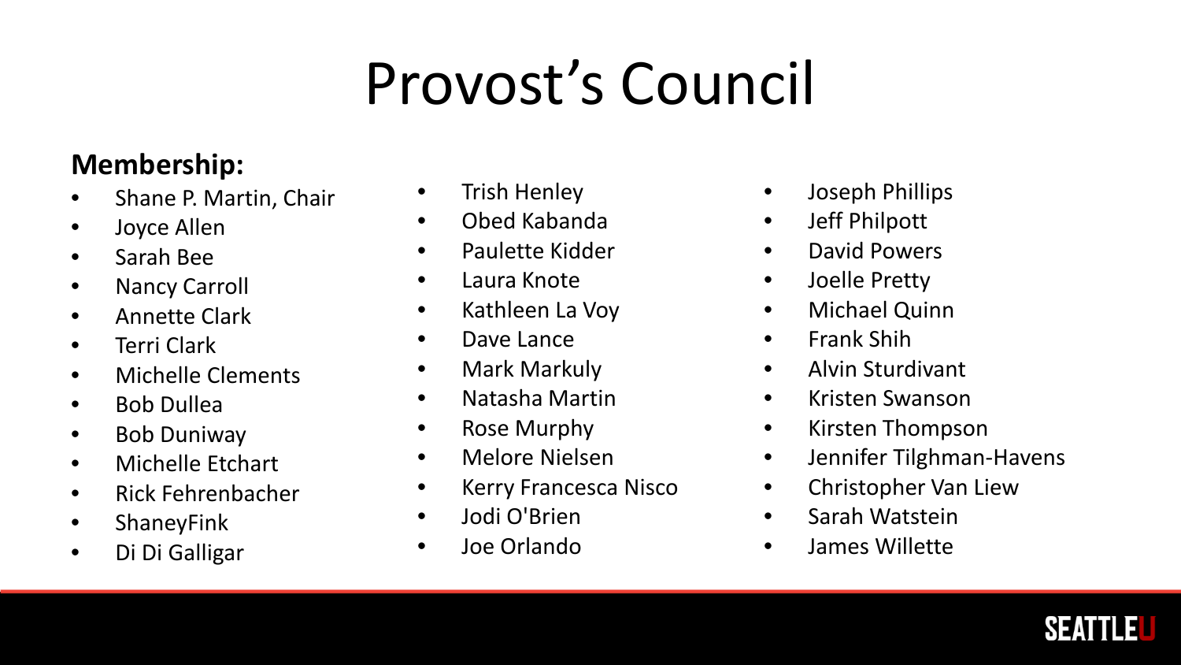# Provost’s Council

**Membership:**

- Shane P. Martin, Chair
- Joyce Allen
- Sarah Bee
- Nancy Carroll
- Annette Clark
- Terri Clark
- Michelle Clements
- Bob Dullea
- Bob Duniway
- Michelle Etchart
- Rick Fehrenbacher
- ShaneyFink
- Di Di Galligar
- Trish Henley
- Obed Kabanda
- Paulette Kidder
- Laura Knote
- Kathleen La Voy
- Dave Lance
- Mark Markuly
- Natasha Martin
- Rose Murphy
- Melore Nielsen
- Kerry Francesca Nisco
- Jodi O'Brien
- Joe Orlando
- Joseph Phillips
- Jeff Philpott
- David Powers
- Joelle Pretty
- Michael Quinn
- Frank Shih
- Alvin Sturdivant
- Kristen Swanson
- Kirsten Thompson
- Jennifer Tilghman-Havens
- Christopher Van Liew
- Sarah Watstein
- James Willette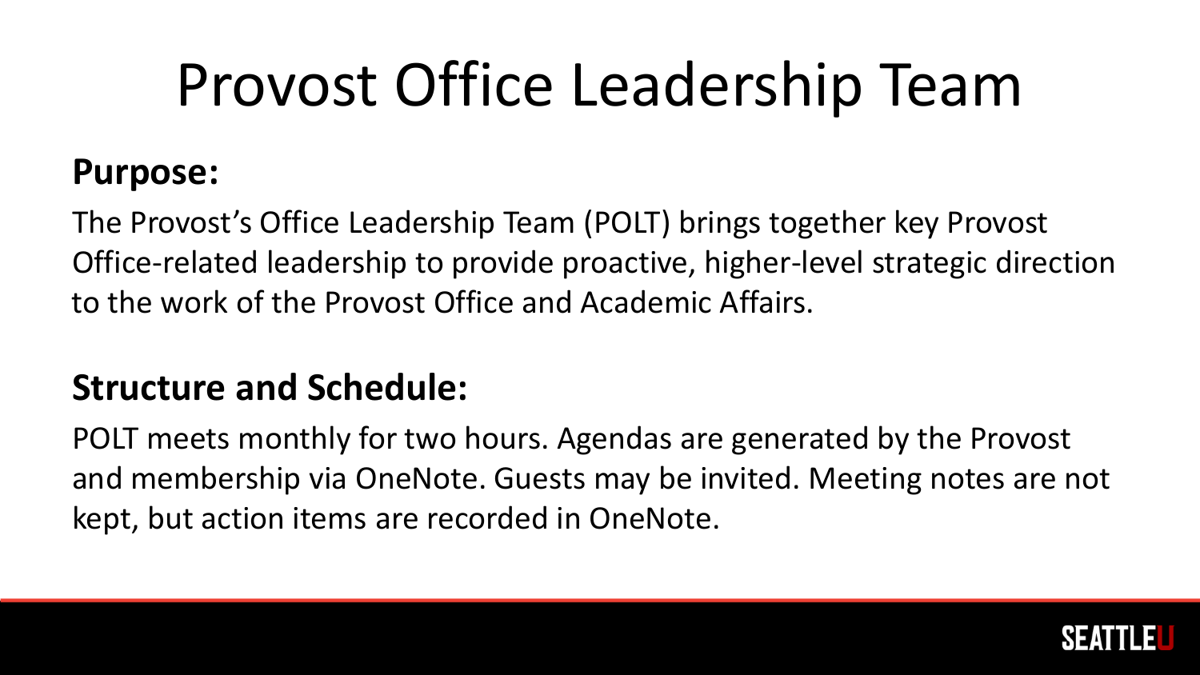# Provost Office Leadership Team

**Purpose:**

The Provost's Office Leadership Team (POLT) brings together key Provost Office-related leadership to provide proactive, higher-level strategic direction to the work of the Provost Office and Academic Affairs.

**Structure and Schedule:**

POLT meets monthly for two hours. Agendas are generated by the Provost and membership via OneNote. Guests may be invited. Meeting notes are not kept, but action items are recorded in OneNote.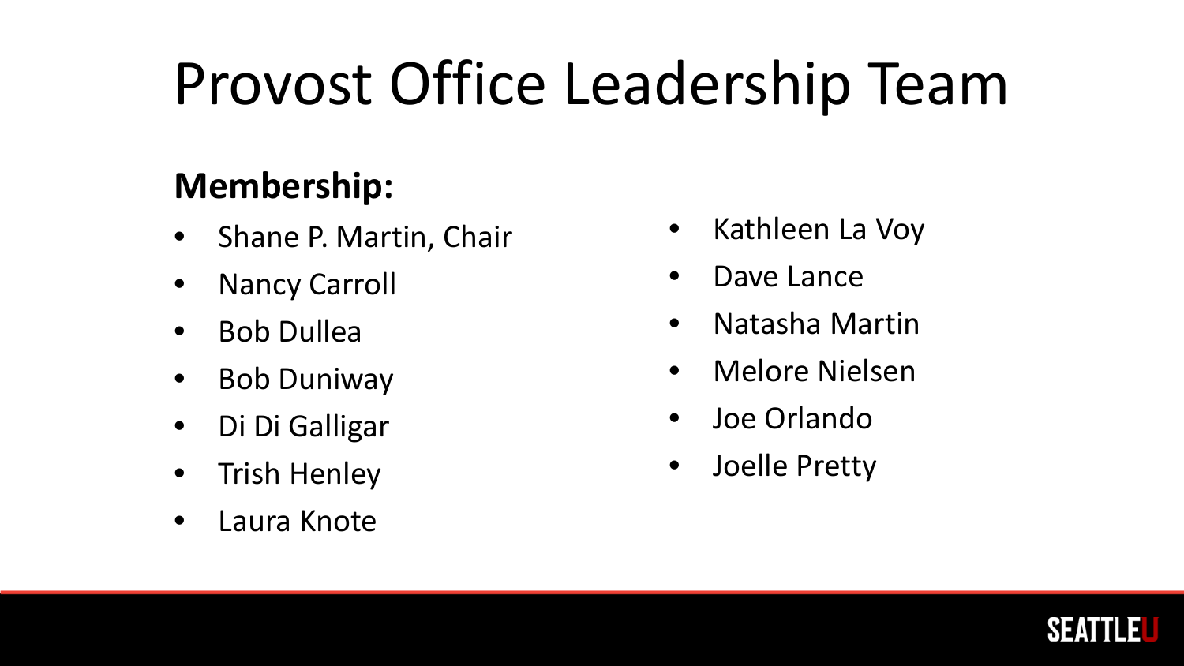# Provost Office Leadership Team

**Membership:**

- Shane P. Martin, Chair
- Nancy Carroll
- Bob Dullea
- Bob Duniway
- Di Di Galligar
- Trish Henley
- Laura Knote
- Kathleen La Voy
- Dave Lance
- Natasha Martin
- Melore Nielsen
- Joe Orlando
- Joelle Pretty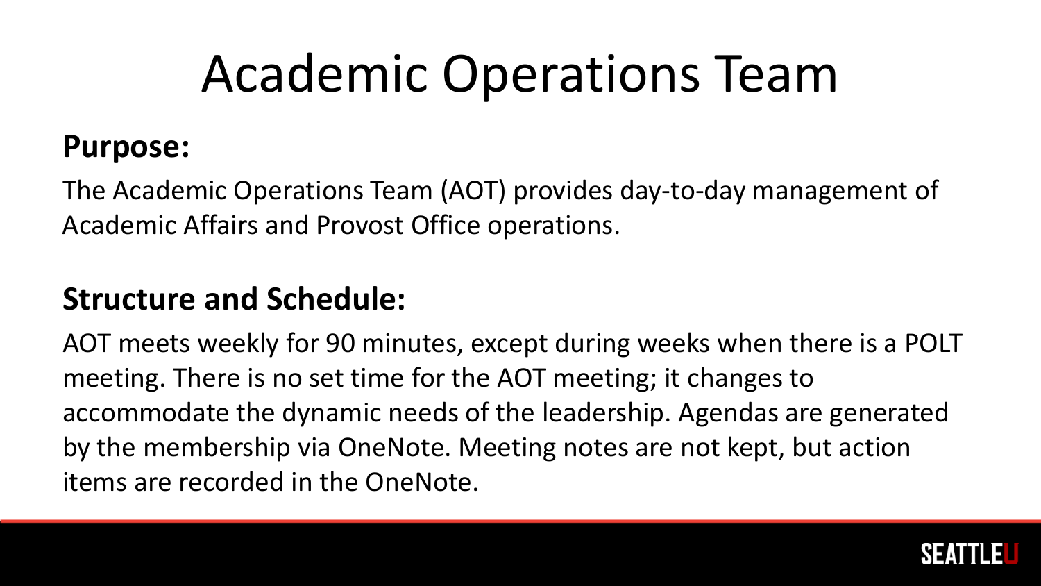# Academic Operations Team

**Purpose:**

The Academic Operations Team (AOT) provides day-to-day management of Academic Affairs and Provost Office operations.

**Structure and Schedule:**

AOT meets weekly for 90 minutes, except during weeks when there is a POLT meeting. There is no set time for the AOT meeting; it changes to accommodate the dynamic needs of the leadership. Agendas are generated by the membership via OneNote. Meeting notes are not kept, but action items are recorded in the OneNote.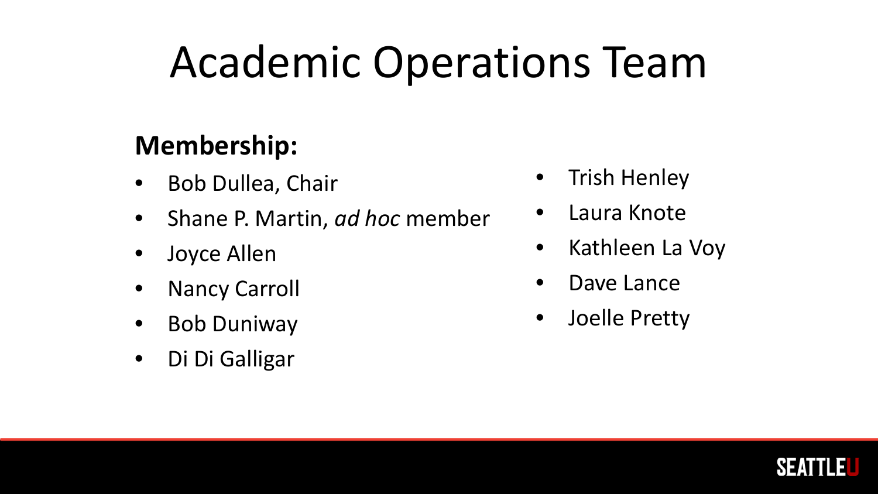# Academic Operations Team

**Membership:**

- Bob Dullea, Chair
- Shane P. Martin, *ad hoc* member
- Joyce Allen
- Nancy Carroll
- Bob Duniway
- Di Di Galligar
- Trish Henley
- Laura Knote
- Kathleen La Voy
- Dave Lance
- Joelle Pretty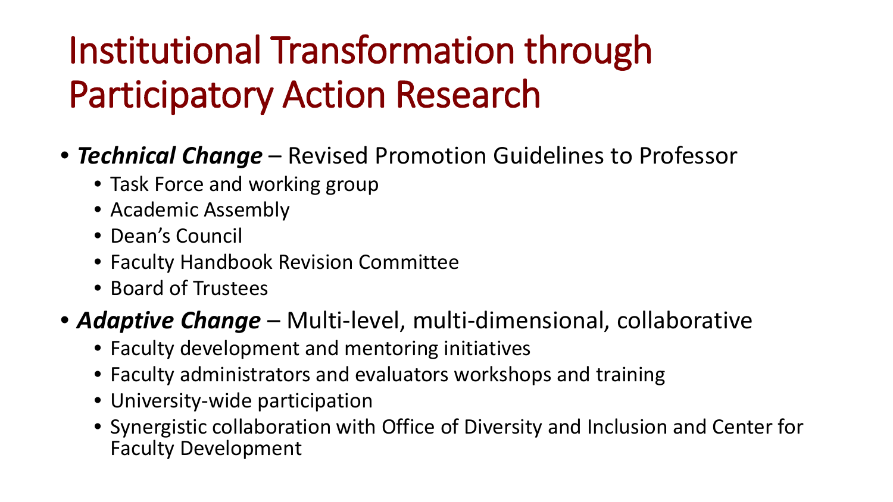# Institutional Transformation through Participatory Action Research

- ***Technical Change*** – Revised Promotion Guidelines to Professor
  - Task Force and working group
  - Academic Assembly
  - Dean's Council
  - Faculty Handbook Revision Committee
  - Board of Trustees
- ***Adaptive Change*** – Multi-level, multi-dimensional, collaborative
  - Faculty development and mentoring initiatives
  - Faculty administrators and evaluators workshops and training
  - University-wide participation
  - Synergistic collaboration with Office of Diversity and Inclusion and Center for Faculty Development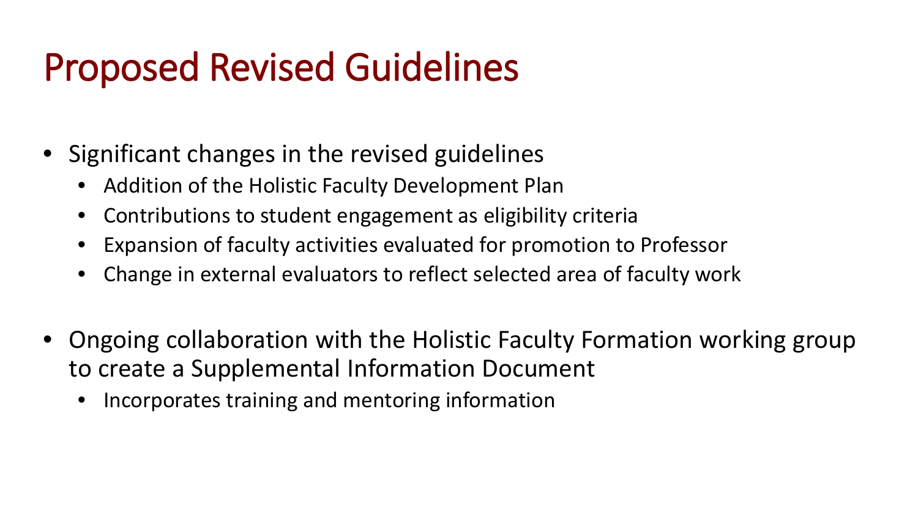# Proposed Revised Guidelines

- Significant changes in the revised guidelines
  - Addition of the Holistic Faculty Development Plan
  - Contributions to student engagement as eligibility criteria
  - Expansion of faculty activities evaluated for promotion to Professor
  - Change in external evaluators to reflect selected area of faculty work
- Ongoing collaboration with the Holistic Faculty Formation working group to create a Supplemental Information Document
  - Incorporates training and mentoring information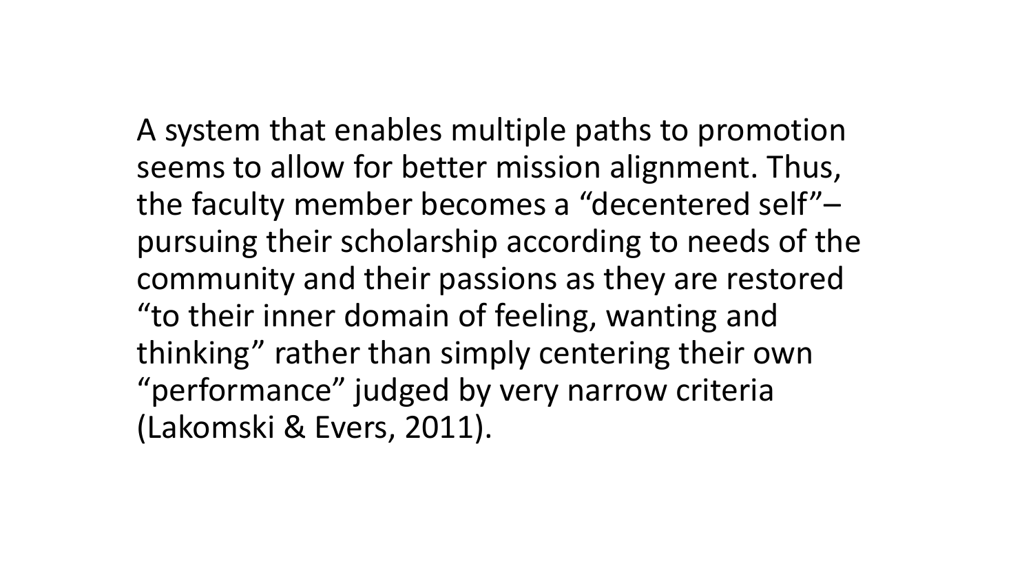A system that enables multiple paths to promotion seems to allow for better mission alignment. Thus, the faculty member becomes a “decentered self”– pursuing their scholarship according to needs of the community and their passions as they are restored “to their inner domain of feeling, wanting and thinking” rather than simply centering their own “performance” judged by very narrow criteria (Lakomski & Evers, 2011).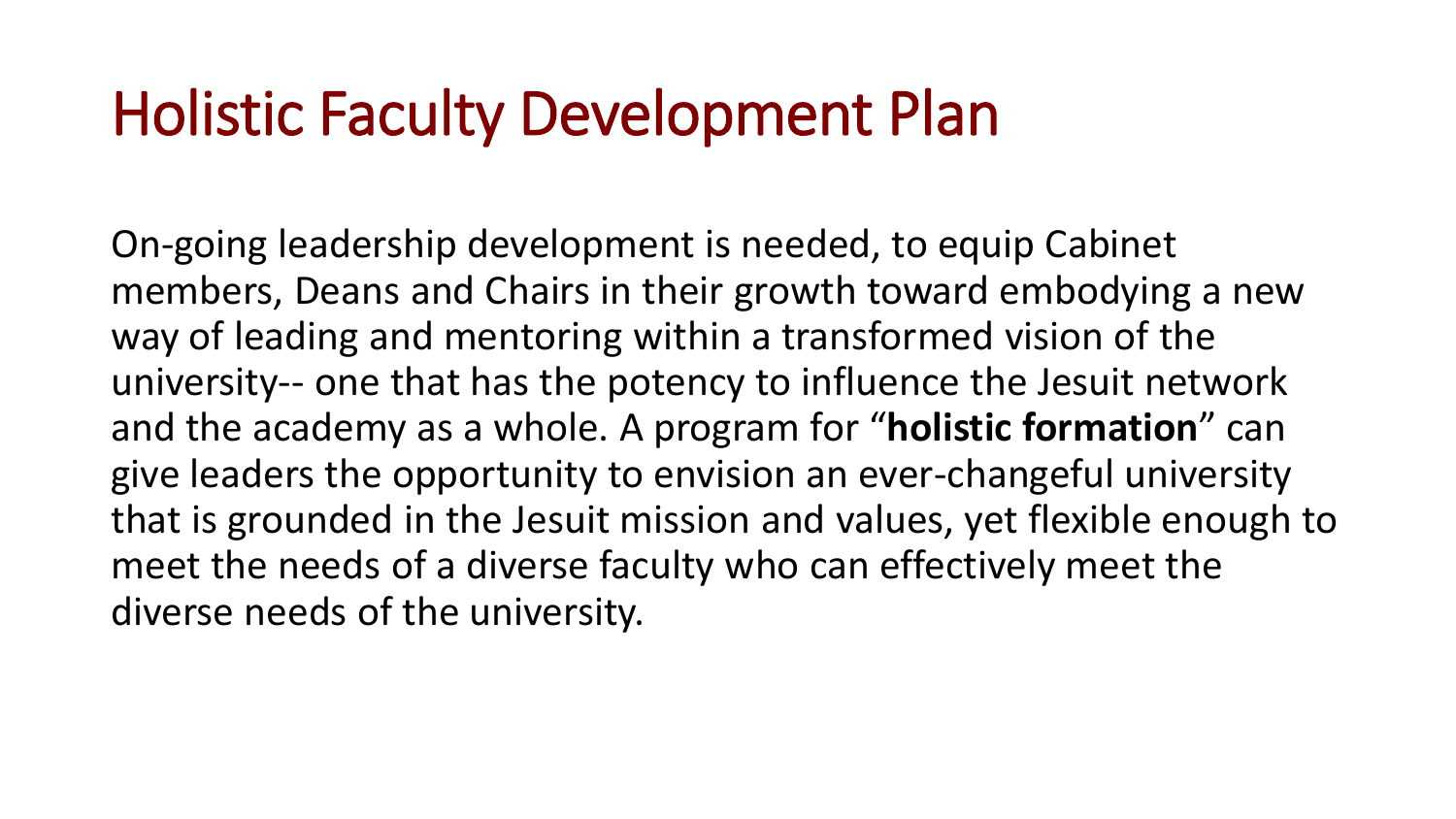# Holistic Faculty Development Plan

On-going leadership development is needed, to equip Cabinet members, Deans and Chairs in their growth toward embodying a new way of leading and mentoring within a transformed vision of the university-- one that has the potency to influence the Jesuit network and the academy as a whole. A program for "**holistic formation**" can give leaders the opportunity to envision an ever-changeful university that is grounded in the Jesuit mission and values, yet flexible enough to meet the needs of a diverse faculty who can effectively meet the diverse needs of the university.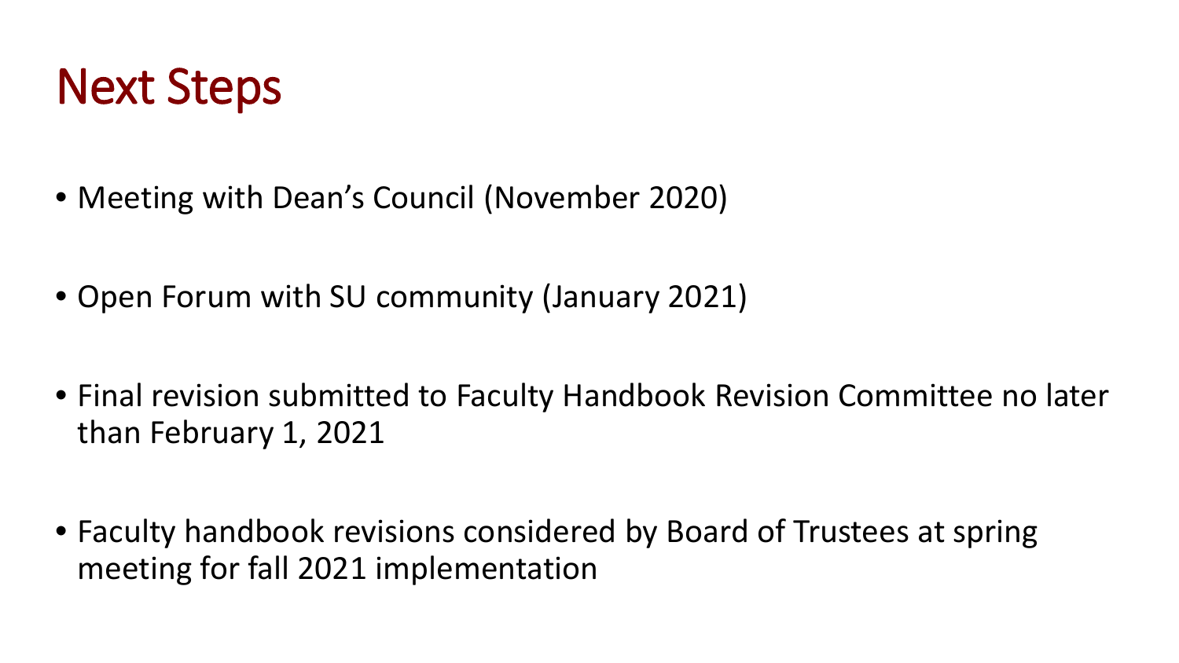# Next Steps

- Meeting with Dean's Council (November 2020)
- Open Forum with SU community (January 2021)
- Final revision submitted to Faculty Handbook Revision Committee no later than February 1, 2021
- Faculty handbook revisions considered by Board of Trustees at spring meeting for fall 2021 implementation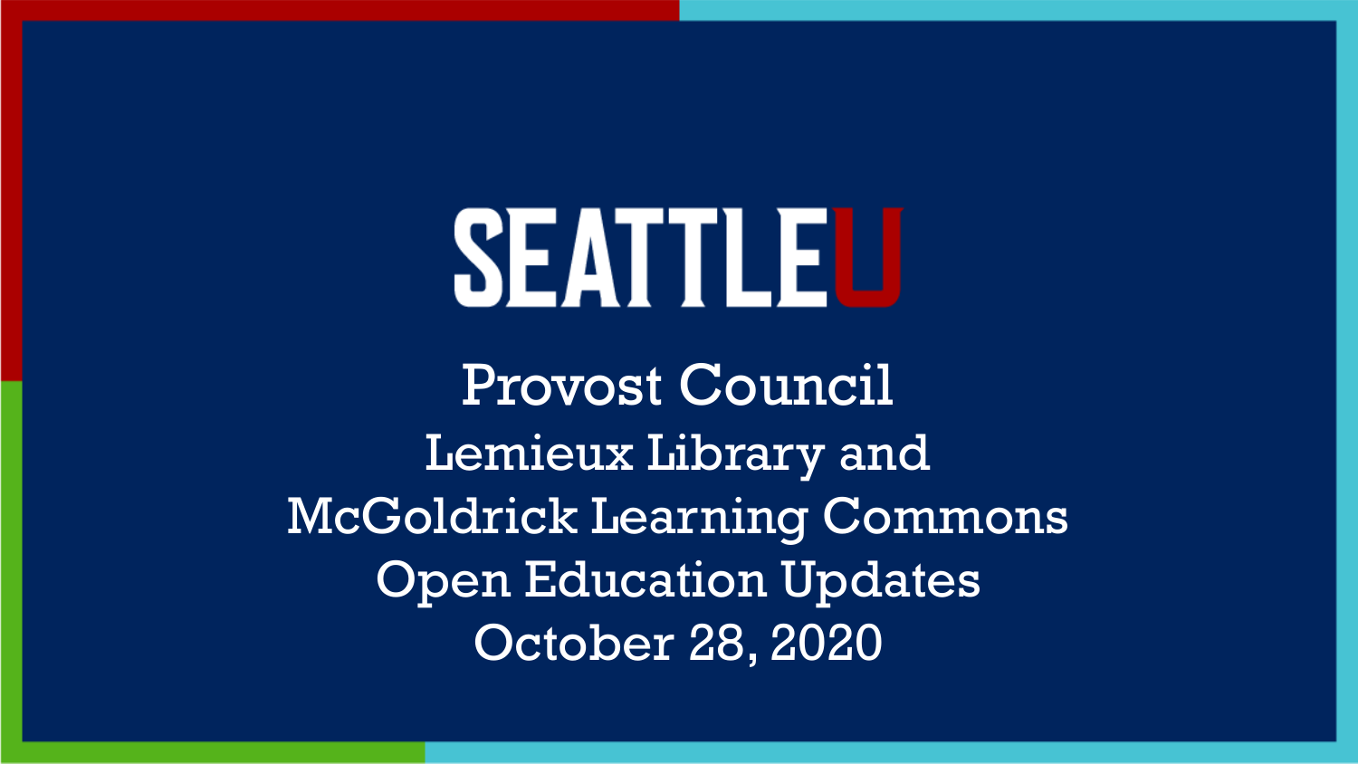# SEATTLEU

## Provost Council

Lemieux Library and

McGoldrick Learning Commons

Open Education Updates

October 28, 2020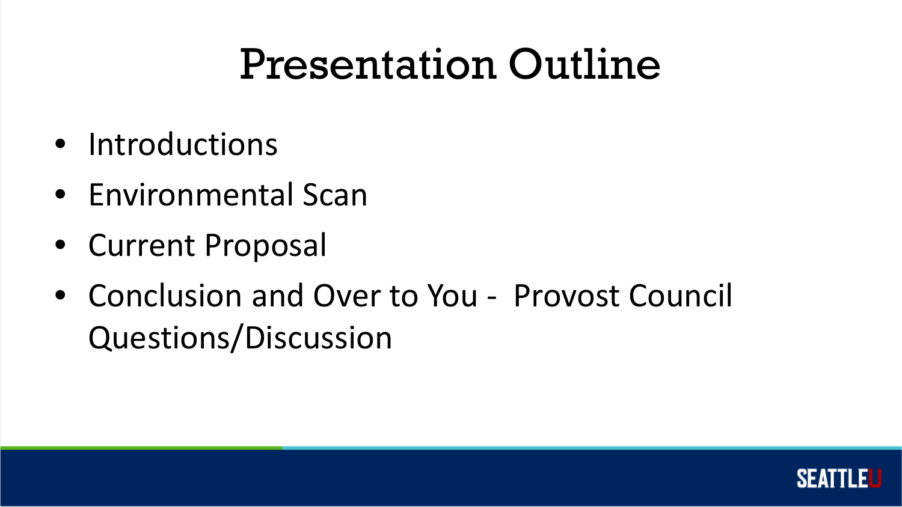# Presentation Outline

- Introductions
- Environmental Scan
- Current Proposal
- Conclusion and Over to You - Provost Council Questions/Discussion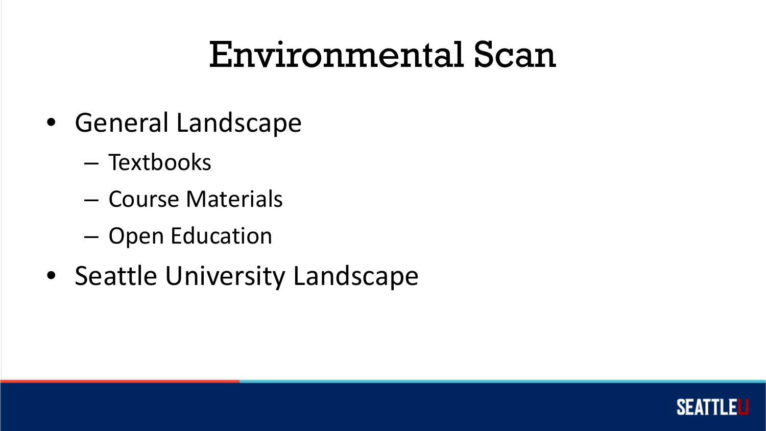# Environmental Scan

- General Landscape
  - Textbooks
  - Course Materials
  - Open Education
- Seattle University Landscape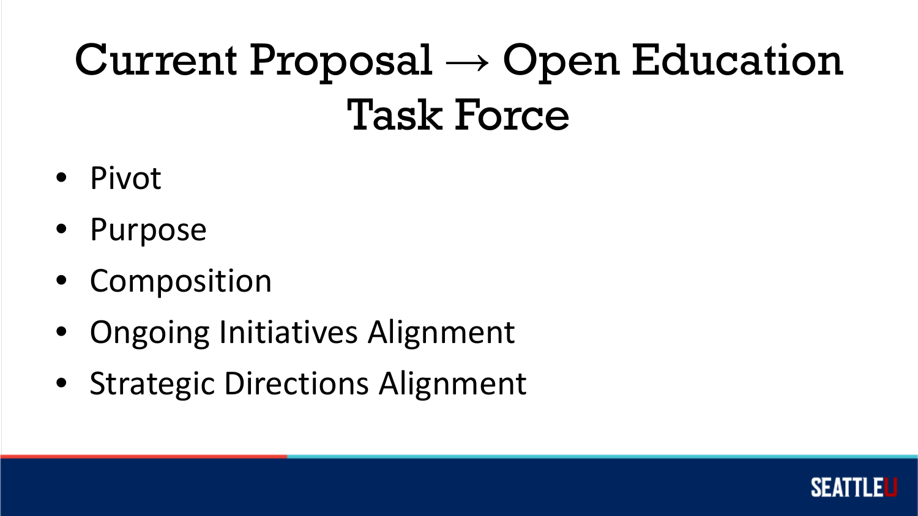# Current Proposal → Open Education Task Force

- Pivot
- Purpose
- Composition
- Ongoing Initiatives Alignment
- Strategic Directions Alignment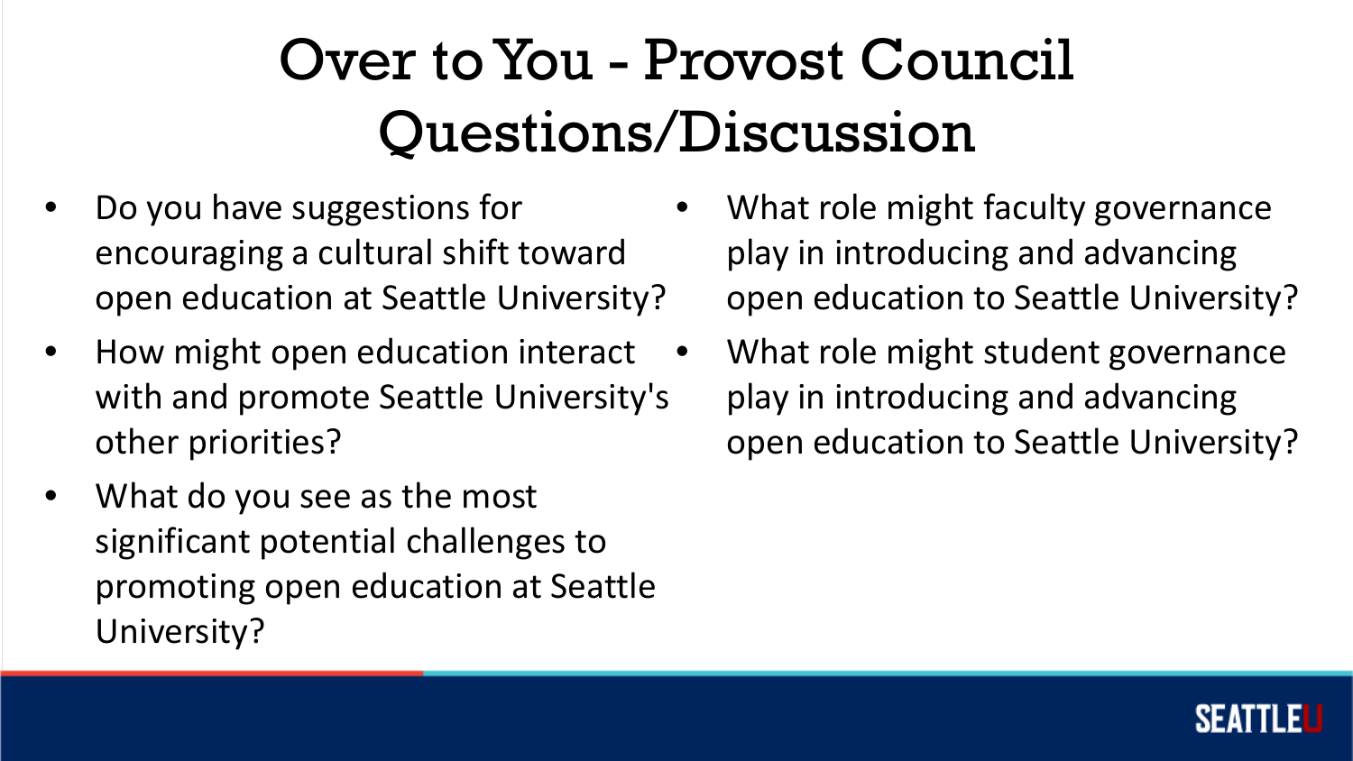# Over to You - Provost Council Questions/Discussion

- Do you have suggestions for encouraging a cultural shift toward open education at Seattle University?
- How might open education interact with and promote Seattle University's other priorities?
- What do you see as the most significant potential challenges to promoting open education at Seattle University?
- What role might faculty governance play in introducing and advancing open education to Seattle University?
- What role might student governance play in introducing and advancing open education to Seattle University?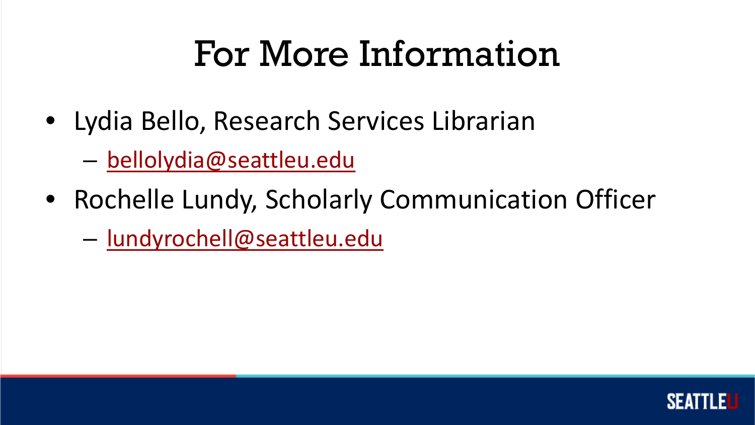# For More Information

- Lydia Bello, Research Services Librarian
  - bellolydia@seattleu.edu
- Rochelle Lundy, Scholarly Communication Officer
  - lundyrochell@seattleu.edu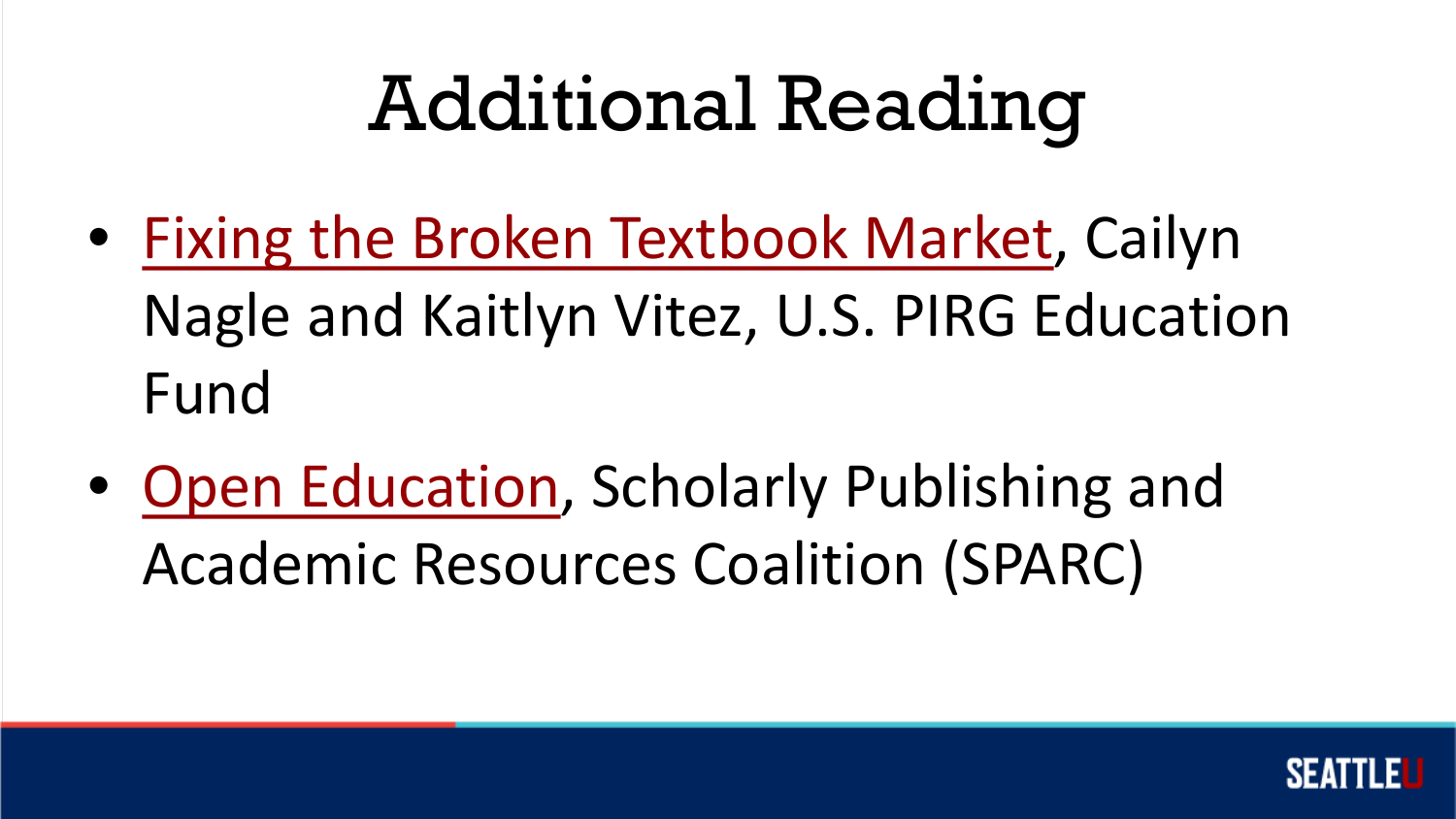# Additional Reading

- Fixing the Broken Textbook Market, Cailyn Nagle and Kaitlyn Vitez, U.S. PIRG Education Fund
- Open Education, Scholarly Publishing and Academic Resources Coalition (SPARC)